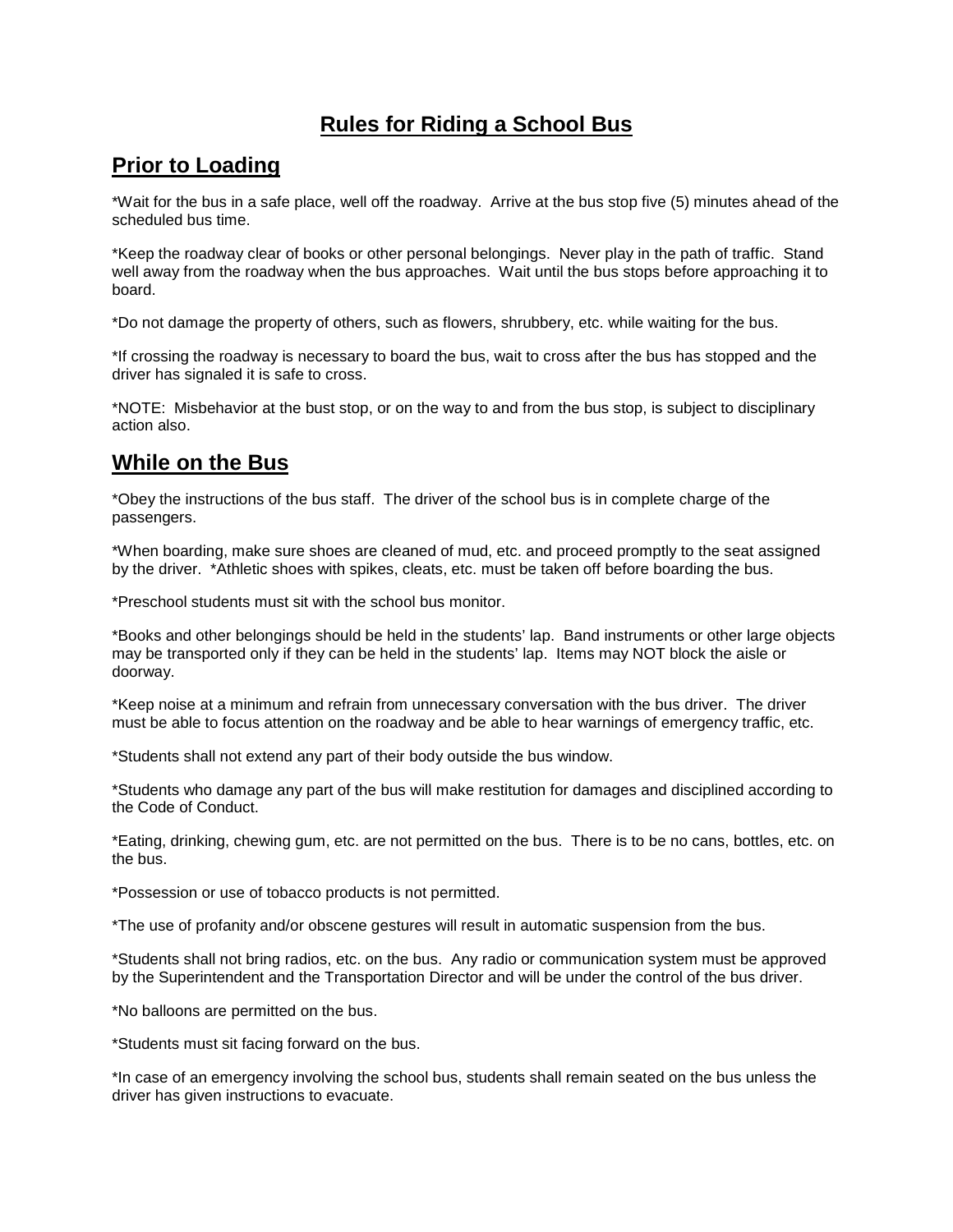# Rules for Riding a School Bus

## Prior to Loading

*Wait for the bus in a safe place, well off the roadway. Arrive at the bus stop five (5) minutes ahead of the scheduled bus time.

*Keep the roadway clear of books or other personal belongings. Never play in the path of traffic. Stand well away from the roadway when the bus approaches. Wait until the bus stops before approaching it to board.

*Do not damage the property of others, such as flowers, shrubbery, etc. while waiting for the bus.

*If crossing the roadway is necessary to board the bus, wait to cross after the bus has stopped and the driver has signaled it is safe to cross.

*NOTE: Misbehavior at the bust stop, or on the way to and from the bus stop, is subject to disciplinary action also.

## While on the Bus

*Obey the instructions of the bus staff. The driver of the school bus is in complete charge of the passengers.

*When boarding, make sure shoes are cleaned of mud, etc. and proceed promptly to the seat assigned by the driver. *Athletic shoes with spikes, cleats, etc. must be taken off before boarding the bus.

*Preschool students must sit with the school bus monitor.

*Books and other belongings should be held in the students' lap. Band instruments or other large objects may be transported only if they can be held in the students' lap. Items may NOT block the aisle or doorway.

*Keep noise at a minimum and refrain from unnecessary conversation with the bus driver. The driver must be able to focus attention on the roadway and be able to hear warnings of emergency traffic, etc.

*Students shall not extend any part of their body outside the bus window.

*Students who damage any part of the bus will make restitution for damages and disciplined according to the Code of Conduct.

*Eating, drinking, chewing gum, etc. are not permitted on the bus. There is to be no cans, bottles, etc. on the bus.

*Possession or use of tobacco products is not permitted.

*The use of profanity and/or obscene gestures will result in automatic suspension from the bus.

*Students shall not bring radios, etc. on the bus. Any radio or communication system must be approved by the Superintendent and the Transportation Director and will be under the control of the bus driver.

*No balloons are permitted on the bus.

*Students must sit facing forward on the bus.

*In case of an emergency involving the school bus, students shall remain seated on the bus unless the driver has given instructions to evacuate.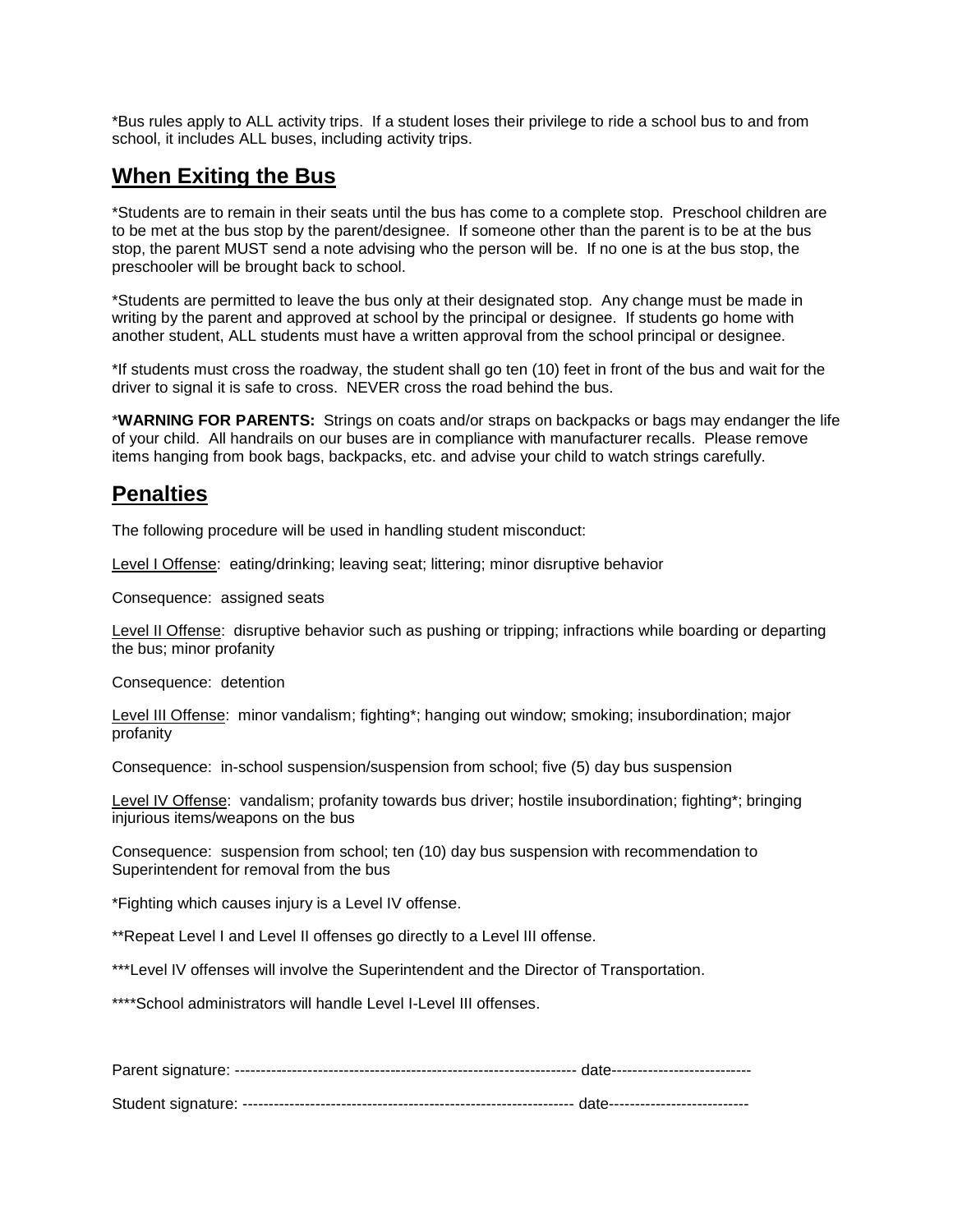*Bus rules apply to ALL activity trips. If a student loses their privilege to ride a school bus to and from school, it includes ALL buses, including activity trips.

## When Exiting the Bus

*Students are to remain in their seats until the bus has come to a complete stop. Preschool children are to be met at the bus stop by the parent/designee. If someone other than the parent is to be at the bus stop, the parent MUST send a note advising who the person will be. If no one is at the bus stop, the preschooler will be brought back to school.

*Students are permitted to leave the bus only at their designated stop. Any change must be made in writing by the parent and approved at school by the principal or designee. If students go home with another student, ALL students must have a written approval from the school principal or designee.

*If students must cross the roadway, the student shall go ten (10) feet in front of the bus and wait for the driver to signal it is safe to cross. NEVER cross the road behind the bus.

***WARNING FOR PARENTS:** Strings on coats and/or straps on backpacks or bags may endanger the life of your child. All handrails on our buses are in compliance with manufacturer recalls. Please remove items hanging from book bags, backpacks, etc. and advise your child to watch strings carefully.

## Penalties

The following procedure will be used in handling student misconduct:

Level I Offense: eating/drinking; leaving seat; littering; minor disruptive behavior

Consequence: assigned seats

Level II Offense: disruptive behavior such as pushing or tripping; infractions while boarding or departing the bus; minor profanity

Consequence: detention

Level III Offense: minor vandalism; fighting*; hanging out window; smoking; insubordination; major profanity

Consequence: in-school suspension/suspension from school; five (5) day bus suspension

Level IV Offense: vandalism; profanity towards bus driver; hostile insubordination; fighting*; bringing injurious items/weapons on the bus

Consequence: suspension from school; ten (10) day bus suspension with recommendation to Superintendent for removal from the bus

*Fighting which causes injury is a Level IV offense.

**Repeat Level I and Level II offenses go directly to a Level III offense.

***Level IV offenses will involve the Superintendent and the Director of Transportation.

****School administrators will handle Level I-Level III offenses.

Parent signature: ------------------------------------------------------------------ date---------------------------

Student signature: ---------------------------------------------------------------- date---------------------------